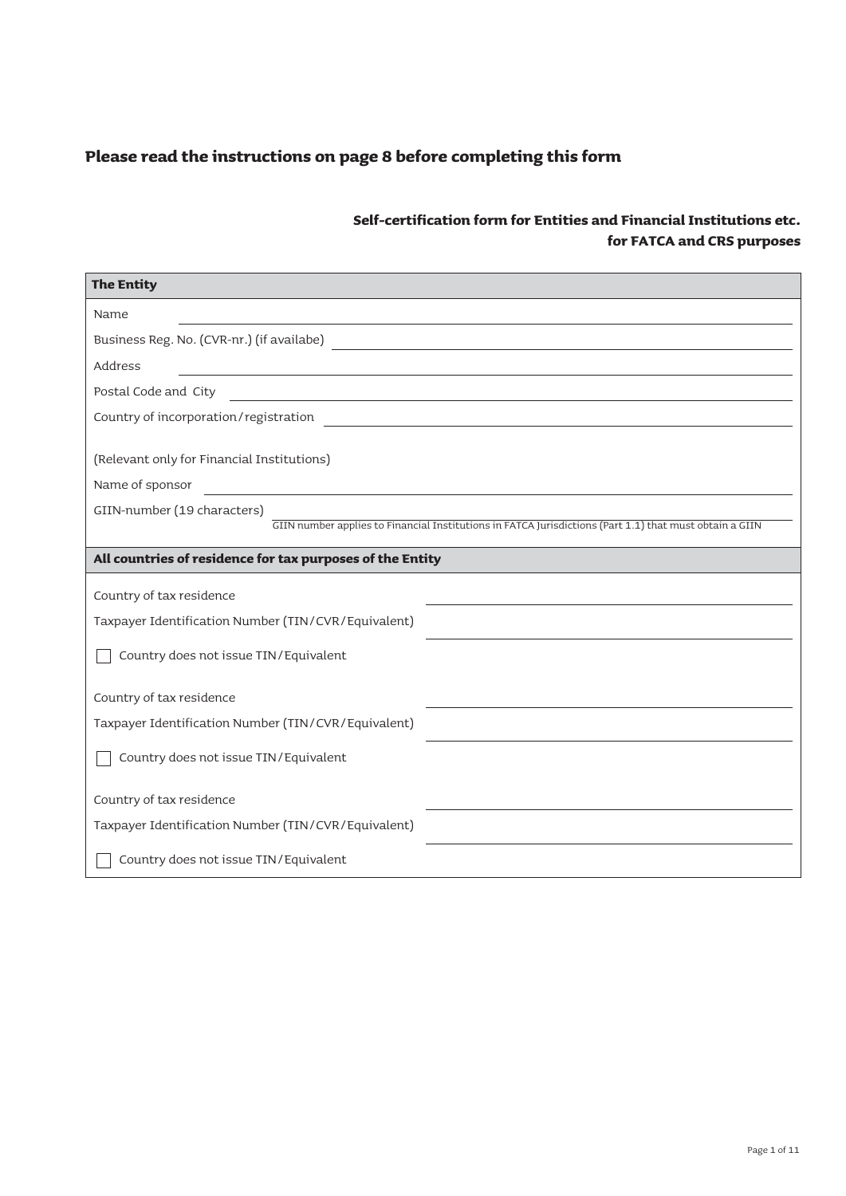**Please read the instructions on page 8 before completing this form**

**Self-certification form for Entities and Financial Institutions etc. for FATCA and CRS purposes**

| **The Entity** |
| --- |
| Name ______________________________ |
| Business Reg. No. (CVR-nr.) (if availabe) ______________________________ |
| Address ______________________________ |
| Postal Code and City ______________________________ |
| Country of incorporation/registration ______________________________ |
| (Relevant only for Financial Institutions) |
| Name of sponsor ______________________________ |
| GIIN-number (19 characters) ______________________________ <br> GIIN number applies to Financial Institutions in FATCA Jurisdictions (Part 1.1) that must obtain a GIIN |

| **All countries of residence for tax purposes of the Entity** | |
| --- | --- |
| Country of tax residence | ______________________________ |
| Taxpayer Identification Number (TIN/CVR/Equivalent) | ______________________________ |
| ☐ Country does not issue TIN/Equivalent | |
| Country of tax residence | ______________________________ |
| Taxpayer Identification Number (TIN/CVR/Equivalent) | ______________________________ |
| ☐ Country does not issue TIN/Equivalent | |
| Country of tax residence | ______________________________ |
| Taxpayer Identification Number (TIN/CVR/Equivalent) | ______________________________ |
| ☐ Country does not issue TIN/Equivalent | |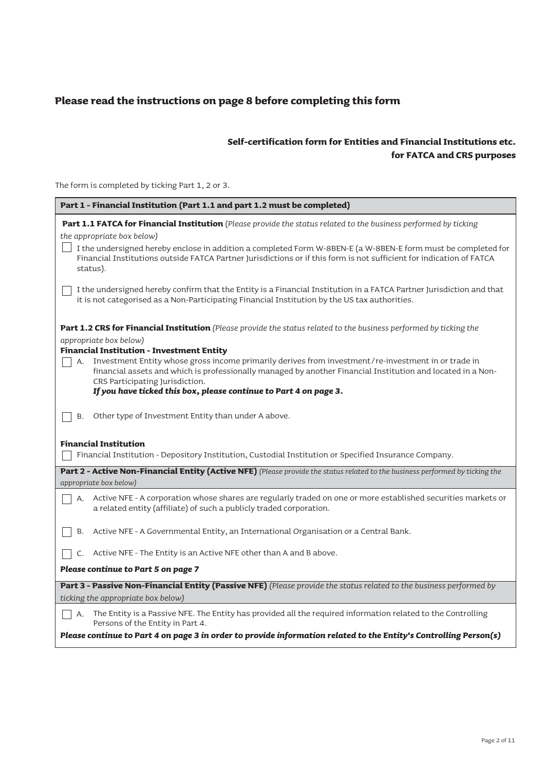**Please read the instructions on page 8 before completing this form**

**Self-certification form for Entities and Financial Institutions etc. for FATCA and CRS purposes**

The form is completed by ticking Part 1, 2 or 3.

### Part 1 - Financial Institution (Part 1.1 and part 1.2 must be completed)

**Part 1.1 FATCA for Financial Institution** (*Please provide the status related to the business performed by ticking the appropriate box below)*

☐ I the undersigned hereby enclose in addition a completed Form W-8BEN-E (a W-8BEN-E form must be completed for Financial Institutions outside FATCA Partner Jurisdictions or if this form is not sufficient for indication of FATCA status).

☐ I the undersigned hereby confirm that the Entity is a Financial Institution in a FATCA Partner Jurisdiction and that it is not categorised as a Non-Participating Financial Institution by the US tax authorities.

**Part 1.2 CRS for Financial Institution** *(Please provide the status related to the business performed by ticking the appropriate box below)*

**Financial Institution - Investment Entity**

☐ A. Investment Entity whose gross income primarily derives from investment/re-investment in or trade in financial assets and which is professionally managed by another Financial Institution and located in a Non-CRS Participating Jurisdiction.
***If you have ticked this box, please continue to Part 4 on page 3.***

☐ B. Other type of Investment Entity than under A above.

**Financial Institution**

☐ Financial Institution - Depository Institution, Custodial Institution or Specified Insurance Company.

### Part 2 - Active Non-Financial Entity (Active NFE) *(Please provide the status related to the business performed by ticking the appropriate box below)*

☐ A. Active NFE - A corporation whose shares are regularly traded on one or more established securities markets or a related entity (affiliate) of such a publicly traded corporation.

☐ B. Active NFE - A Governmental Entity, an International Organisation or a Central Bank.

☐ C. Active NFE - The Entity is an Active NFE other than A and B above.

***Please continue to Part 5 on page 7***

### Part 3 - Passive Non-Financial Entity (Passive NFE) *(Please provide the status related to the business performed by ticking the appropriate box below)*

☐ A. The Entity is a Passive NFE. The Entity has provided all the required information related to the Controlling Persons of the Entity in Part 4.

***Please continue to Part 4 on page 3 in order to provide information related to the Entity's Controlling Person(s)***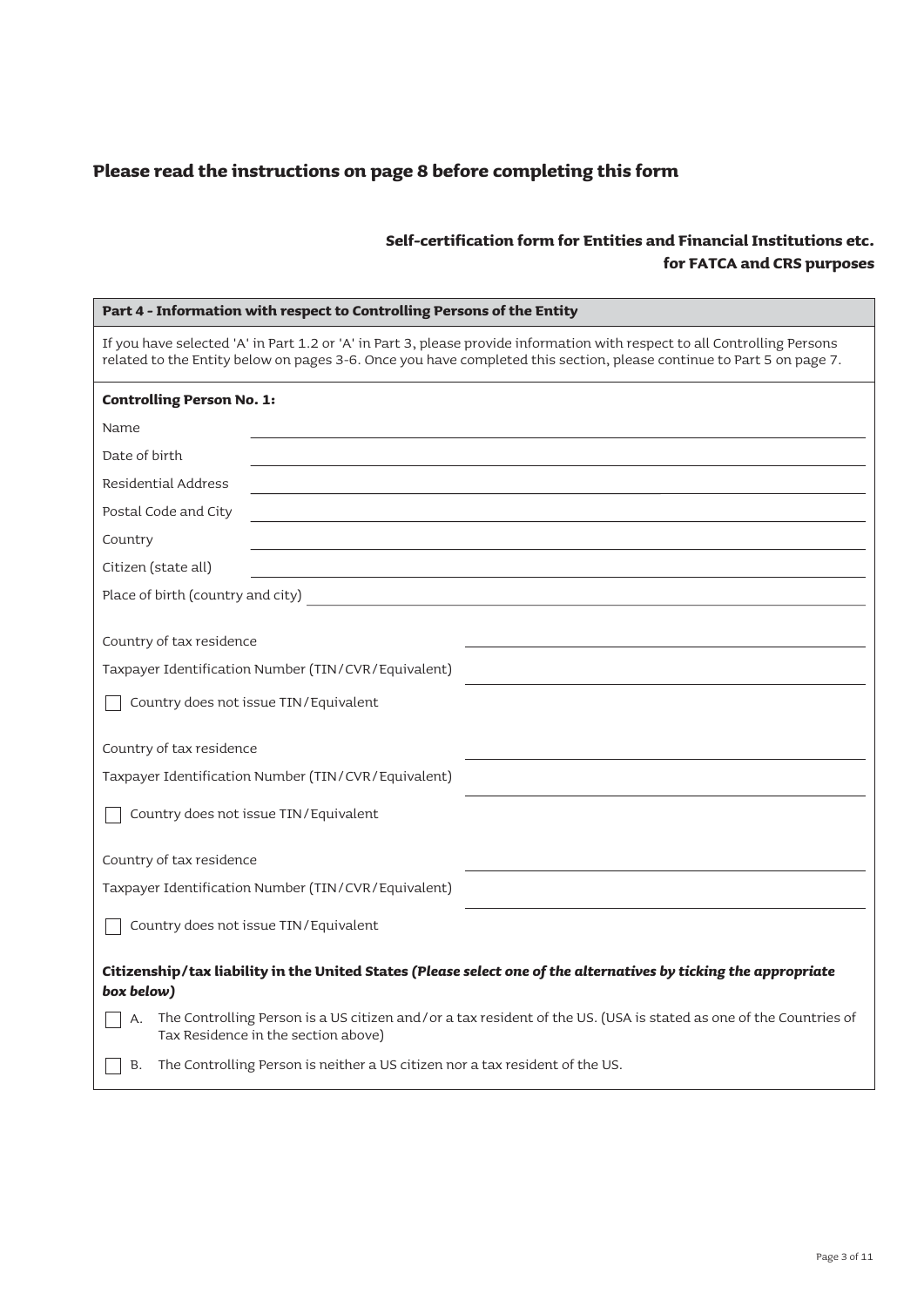## Please read the instructions on page 8 before completing this form

**Self-certification form for Entities and Financial Institutions etc. for FATCA and CRS purposes**

### Part 4 - Information with respect to Controlling Persons of the Entity

If you have selected 'A' in Part 1.2 or 'A' in Part 3, please provide information with respect to all Controlling Persons related to the Entity below on pages 3-6. Once you have completed this section, please continue to Part 5 on page 7.

**Controlling Person No. 1:**

Name ______________________

Date of birth ______________________

Residential Address ______________________

Postal Code and City ______________________

Country ______________________

Citizen (state all) ______________________

Place of birth (country and city) ______________________

Country of tax residence ______________________

Taxpayer Identification Number (TIN/CVR/Equivalent) ______________________

☐ Country does not issue TIN/Equivalent

Country of tax residence ______________________

Taxpayer Identification Number (TIN/CVR/Equivalent) ______________________

☐ Country does not issue TIN/Equivalent

Country of tax residence ______________________

Taxpayer Identification Number (TIN/CVR/Equivalent) ______________________

☐ Country does not issue TIN/Equivalent

**Citizenship/tax liability in the United States** ***(Please select one of the alternatives by ticking the appropriate box below)***

☐ A. The Controlling Person is a US citizen and/or a tax resident of the US. (USA is stated as one of the Countries of Tax Residence in the section above)

☐ B. The Controlling Person is neither a US citizen nor a tax resident of the US.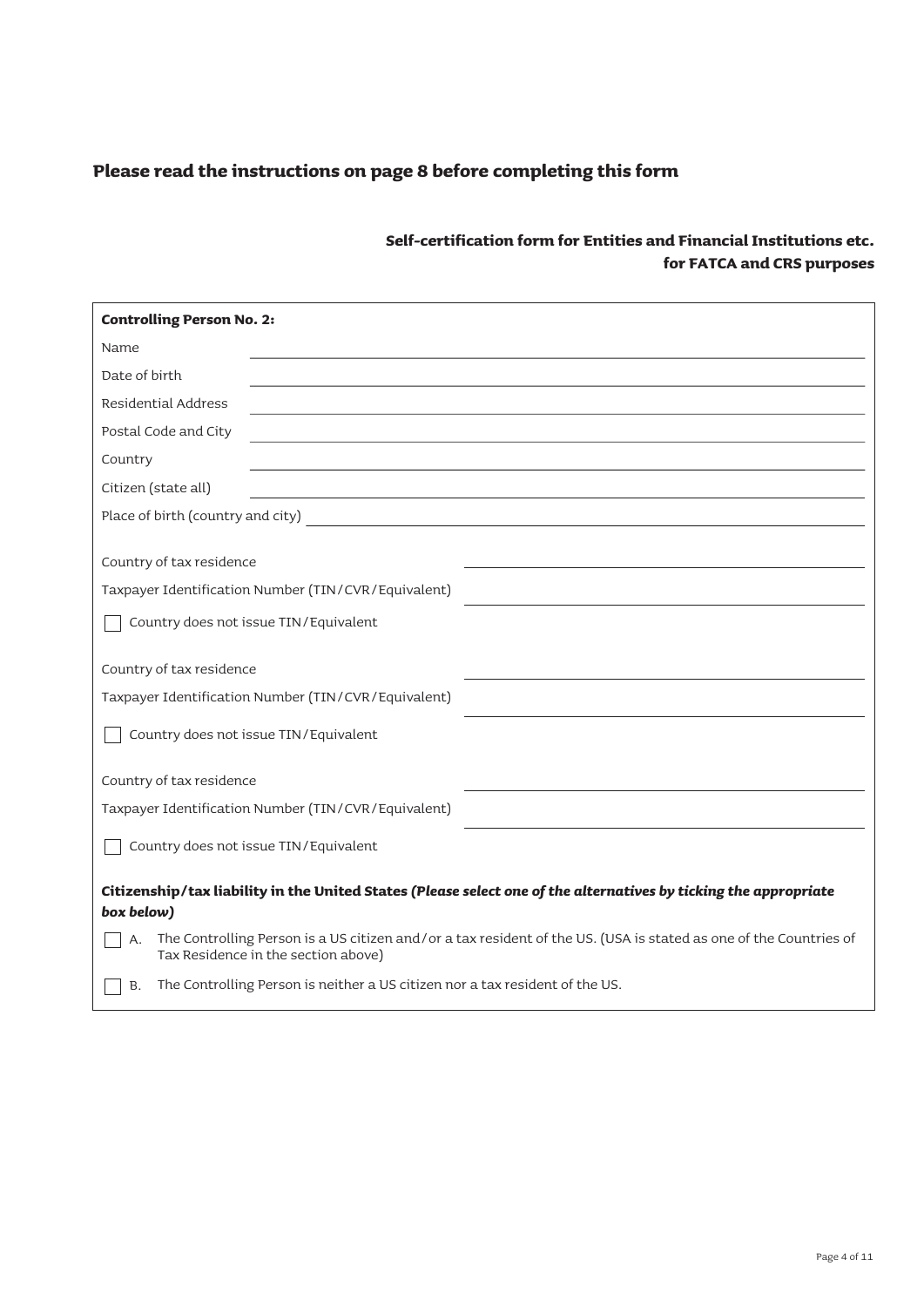## Please read the instructions on page 8 before completing this form

**Self-certification form for Entities and Financial Institutions etc. for FATCA and CRS purposes**

**Controlling Person No. 2:**

Name \_\_\_\_\_\_\_\_\_\_\_\_\_\_\_\_\_\_\_\_\_\_\_\_\_\_\_\_\_\_\_\_\_\_\_\_\_\_\_\_

Date of birth \_\_\_\_\_\_\_\_\_\_\_\_\_\_\_\_\_\_\_\_\_\_\_\_\_\_\_\_\_\_\_\_\_\_\_\_\_\_\_\_

Residential Address \_\_\_\_\_\_\_\_\_\_\_\_\_\_\_\_\_\_\_\_\_\_\_\_\_\_\_\_\_\_\_\_\_\_\_\_\_\_\_\_

Postal Code and City \_\_\_\_\_\_\_\_\_\_\_\_\_\_\_\_\_\_\_\_\_\_\_\_\_\_\_\_\_\_\_\_\_\_\_\_\_\_\_\_

Country \_\_\_\_\_\_\_\_\_\_\_\_\_\_\_\_\_\_\_\_\_\_\_\_\_\_\_\_\_\_\_\_\_\_\_\_\_\_\_\_

Citizen (state all) \_\_\_\_\_\_\_\_\_\_\_\_\_\_\_\_\_\_\_\_\_\_\_\_\_\_\_\_\_\_\_\_\_\_\_\_\_\_\_\_

Place of birth (country and city) \_\_\_\_\_\_\_\_\_\_\_\_\_\_\_\_\_\_\_\_\_\_\_\_\_\_\_\_\_\_\_\_\_\_\_\_\_\_\_\_

Country of tax residence \_\_\_\_\_\_\_\_\_\_\_\_\_\_\_\_\_\_\_\_\_\_\_\_\_\_\_\_\_\_\_\_\_\_\_\_\_\_\_\_

Taxpayer Identification Number (TIN/CVR/Equivalent) \_\_\_\_\_\_\_\_\_\_\_\_\_\_\_\_\_\_\_\_\_\_\_\_\_\_\_\_\_\_\_\_\_\_\_\_\_\_\_\_

☐ Country does not issue TIN/Equivalent

Country of tax residence \_\_\_\_\_\_\_\_\_\_\_\_\_\_\_\_\_\_\_\_\_\_\_\_\_\_\_\_\_\_\_\_\_\_\_\_\_\_\_\_

Taxpayer Identification Number (TIN/CVR/Equivalent) \_\_\_\_\_\_\_\_\_\_\_\_\_\_\_\_\_\_\_\_\_\_\_\_\_\_\_\_\_\_\_\_\_\_\_\_\_\_\_\_

☐ Country does not issue TIN/Equivalent

Country of tax residence \_\_\_\_\_\_\_\_\_\_\_\_\_\_\_\_\_\_\_\_\_\_\_\_\_\_\_\_\_\_\_\_\_\_\_\_\_\_\_\_

Taxpayer Identification Number (TIN/CVR/Equivalent) \_\_\_\_\_\_\_\_\_\_\_\_\_\_\_\_\_\_\_\_\_\_\_\_\_\_\_\_\_\_\_\_\_\_\_\_\_\_\_\_

☐ Country does not issue TIN/Equivalent

**Citizenship/tax liability in the United States *(Please select one of the alternatives by ticking the appropriate box below)***

☐ A. The Controlling Person is a US citizen and/or a tax resident of the US. (USA is stated as one of the Countries of Tax Residence in the section above)

☐ B. The Controlling Person is neither a US citizen nor a tax resident of the US.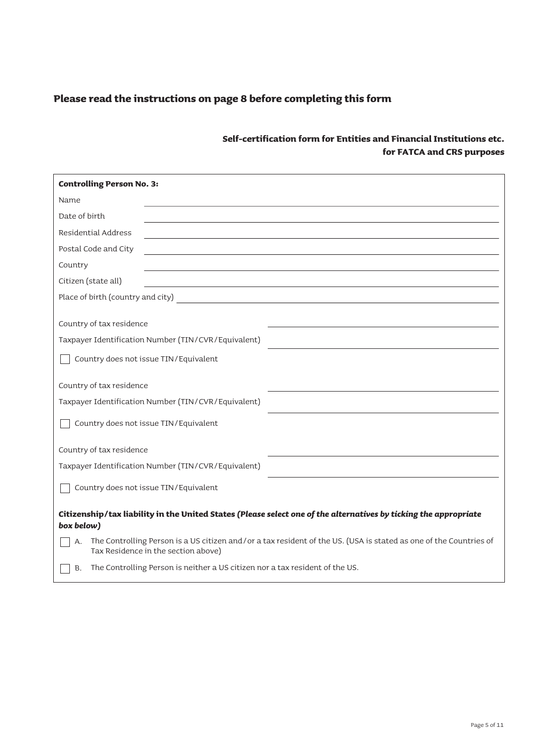## Please read the instructions on page 8 before completing this form

**Self-certification form for Entities and Financial Institutions etc. for FATCA and CRS purposes**

**Controlling Person No. 3:**

Name \_\_\_\_\_\_\_\_\_\_\_\_\_\_\_\_\_\_\_\_\_\_\_\_\_\_\_\_\_\_

Date of birth \_\_\_\_\_\_\_\_\_\_\_\_\_\_\_\_\_\_\_\_\_\_\_\_\_\_\_\_\_\_

Residential Address \_\_\_\_\_\_\_\_\_\_\_\_\_\_\_\_\_\_\_\_\_\_\_\_\_\_\_\_\_\_

Postal Code and City \_\_\_\_\_\_\_\_\_\_\_\_\_\_\_\_\_\_\_\_\_\_\_\_\_\_\_\_\_\_

Country \_\_\_\_\_\_\_\_\_\_\_\_\_\_\_\_\_\_\_\_\_\_\_\_\_\_\_\_\_\_

Citizen (state all) \_\_\_\_\_\_\_\_\_\_\_\_\_\_\_\_\_\_\_\_\_\_\_\_\_\_\_\_\_\_

Place of birth (country and city) \_\_\_\_\_\_\_\_\_\_\_\_\_\_\_\_\_\_\_\_\_\_\_\_\_\_\_\_\_\_

Country of tax residence \_\_\_\_\_\_\_\_\_\_\_\_\_\_\_\_\_\_\_\_\_\_\_\_\_\_\_\_\_\_

Taxpayer Identification Number (TIN/CVR/Equivalent) \_\_\_\_\_\_\_\_\_\_\_\_\_\_\_\_\_\_\_\_\_\_\_\_\_\_\_\_\_\_

☐ Country does not issue TIN/Equivalent

Country of tax residence \_\_\_\_\_\_\_\_\_\_\_\_\_\_\_\_\_\_\_\_\_\_\_\_\_\_\_\_\_\_

Taxpayer Identification Number (TIN/CVR/Equivalent) \_\_\_\_\_\_\_\_\_\_\_\_\_\_\_\_\_\_\_\_\_\_\_\_\_\_\_\_\_\_

☐ Country does not issue TIN/Equivalent

Country of tax residence \_\_\_\_\_\_\_\_\_\_\_\_\_\_\_\_\_\_\_\_\_\_\_\_\_\_\_\_\_\_

Taxpayer Identification Number (TIN/CVR/Equivalent) \_\_\_\_\_\_\_\_\_\_\_\_\_\_\_\_\_\_\_\_\_\_\_\_\_\_\_\_\_\_

☐ Country does not issue TIN/Equivalent

**Citizenship/tax liability in the United States *(Please select one of the alternatives by ticking the appropriate box below)***

☐ A. The Controlling Person is a US citizen and/or a tax resident of the US. (USA is stated as one of the Countries of Tax Residence in the section above)

☐ B. The Controlling Person is neither a US citizen nor a tax resident of the US.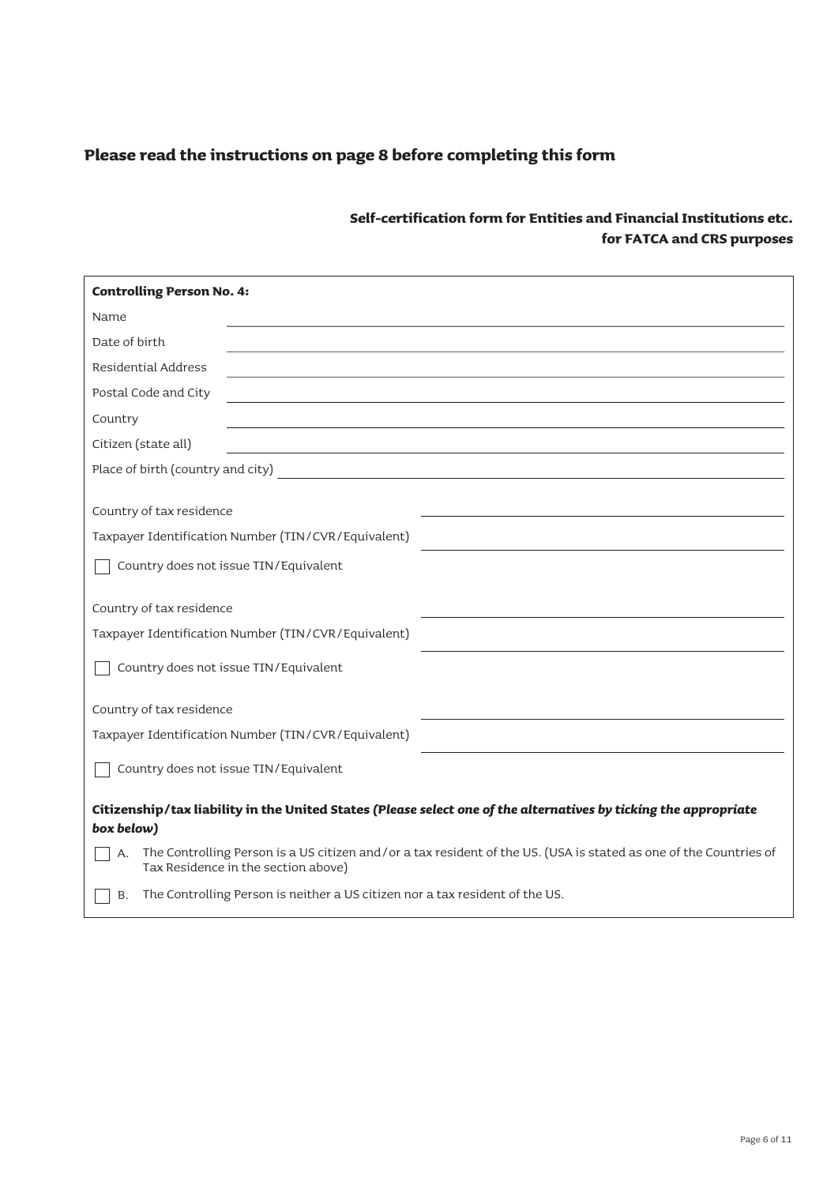## Please read the instructions on page 8 before completing this form

**Self-certification form for Entities and Financial Institutions etc. for FATCA and CRS purposes**

**Controlling Person No. 4:**

Name ______________________________

Date of birth ______________________________

Residential Address ______________________________

Postal Code and City ______________________________

Country ______________________________

Citizen (state all) ______________________________

Place of birth (country and city) ______________________________

Country of tax residence ______________________________

Taxpayer Identification Number (TIN/CVR/Equivalent) ______________________________

☐ Country does not issue TIN/Equivalent

Country of tax residence ______________________________

Taxpayer Identification Number (TIN/CVR/Equivalent) ______________________________

☐ Country does not issue TIN/Equivalent

Country of tax residence ______________________________

Taxpayer Identification Number (TIN/CVR/Equivalent) ______________________________

☐ Country does not issue TIN/Equivalent

**Citizenship/tax liability in the United States** ***(Please select one of the alternatives by ticking the appropriate box below)***

☐ A. The Controlling Person is a US citizen and/or a tax resident of the US. (USA is stated as one of the Countries of Tax Residence in the section above)

☐ B. The Controlling Person is neither a US citizen nor a tax resident of the US.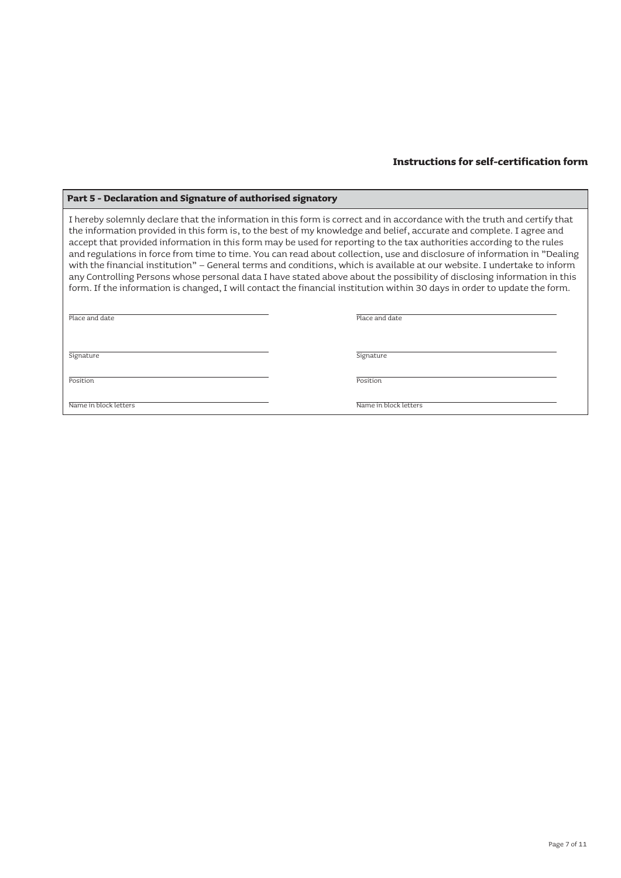## Instructions for self-certification form

### Part 5 - Declaration and Signature of authorised signatory

I hereby solemnly declare that the information in this form is correct and in accordance with the truth and certify that the information provided in this form is, to the best of my knowledge and belief, accurate and complete. I agree and accept that provided information in this form may be used for reporting to the tax authorities according to the rules and regulations in force from time to time. You can read about collection, use and disclosure of information in "Dealing with the financial institution" – General terms and conditions, which is available at our website. I undertake to inform any Controlling Persons whose personal data I have stated above about the possibility of disclosing information in this form. If the information is changed, I will contact the financial institution within 30 days in order to update the form.

| | |
|---|---|
| Place and date | Place and date |
| Signature | Signature |
| Position | Position |
| Name in block letters | Name in block letters |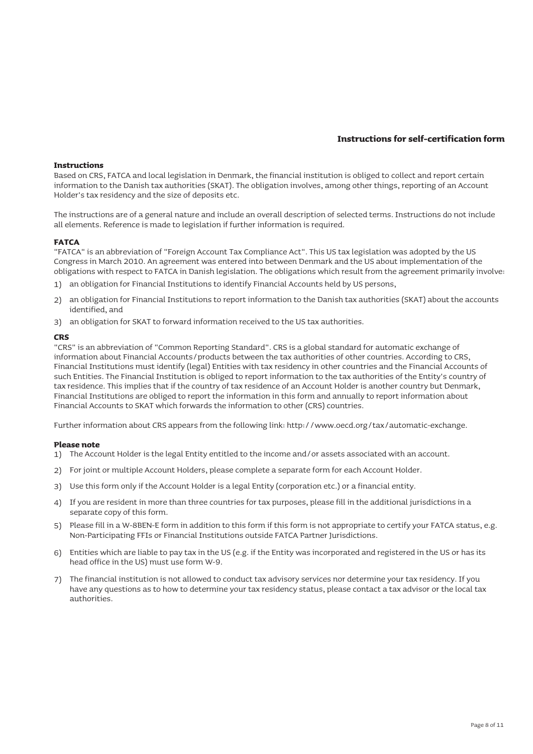# Instructions for self-certification form

## Instructions

Based on CRS, FATCA and local legislation in Denmark, the financial institution is obliged to collect and report certain information to the Danish tax authorities (SKAT). The obligation involves, among other things, reporting of an Account Holder's tax residency and the size of deposits etc.

The instructions are of a general nature and include an overall description of selected terms. Instructions do not include all elements. Reference is made to legislation if further information is required.

## FATCA

"FATCA" is an abbreviation of "Foreign Account Tax Compliance Act". This US tax legislation was adopted by the US Congress in March 2010. An agreement was entered into between Denmark and the US about implementation of the obligations with respect to FATCA in Danish legislation. The obligations which result from the agreement primarily involve:

1) an obligation for Financial Institutions to identify Financial Accounts held by US persons,
2) an obligation for Financial Institutions to report information to the Danish tax authorities (SKAT) about the accounts identified, and
3) an obligation for SKAT to forward information received to the US tax authorities.

## CRS

"CRS" is an abbreviation of "Common Reporting Standard". CRS is a global standard for automatic exchange of information about Financial Accounts/products between the tax authorities of other countries. According to CRS, Financial Institutions must identify (legal) Entities with tax residency in other countries and the Financial Accounts of such Entities. The Financial Institution is obliged to report information to the tax authorities of the Entity's country of tax residence. This implies that if the country of tax residence of an Account Holder is another country but Denmark, Financial Institutions are obliged to report the information in this form and annually to report information about Financial Accounts to SKAT which forwards the information to other (CRS) countries.

Further information about CRS appears from the following link: http://www.oecd.org/tax/automatic-exchange.

## Please note

1) The Account Holder is the legal Entity entitled to the income and/or assets associated with an account.
2) For joint or multiple Account Holders, please complete a separate form for each Account Holder.
3) Use this form only if the Account Holder is a legal Entity (corporation etc.) or a financial entity.
4) If you are resident in more than three countries for tax purposes, please fill in the additional jurisdictions in a separate copy of this form.
5) Please fill in a W-8BEN-E form in addition to this form if this form is not appropriate to certify your FATCA status, e.g. Non-Participating FFIs or Financial Institutions outside FATCA Partner Jurisdictions.
6) Entities which are liable to pay tax in the US (e.g. if the Entity was incorporated and registered in the US or has its head office in the US) must use form W-9.
7) The financial institution is not allowed to conduct tax advisory services nor determine your tax residency. If you have any questions as to how to determine your tax residency status, please contact a tax advisor or the local tax authorities.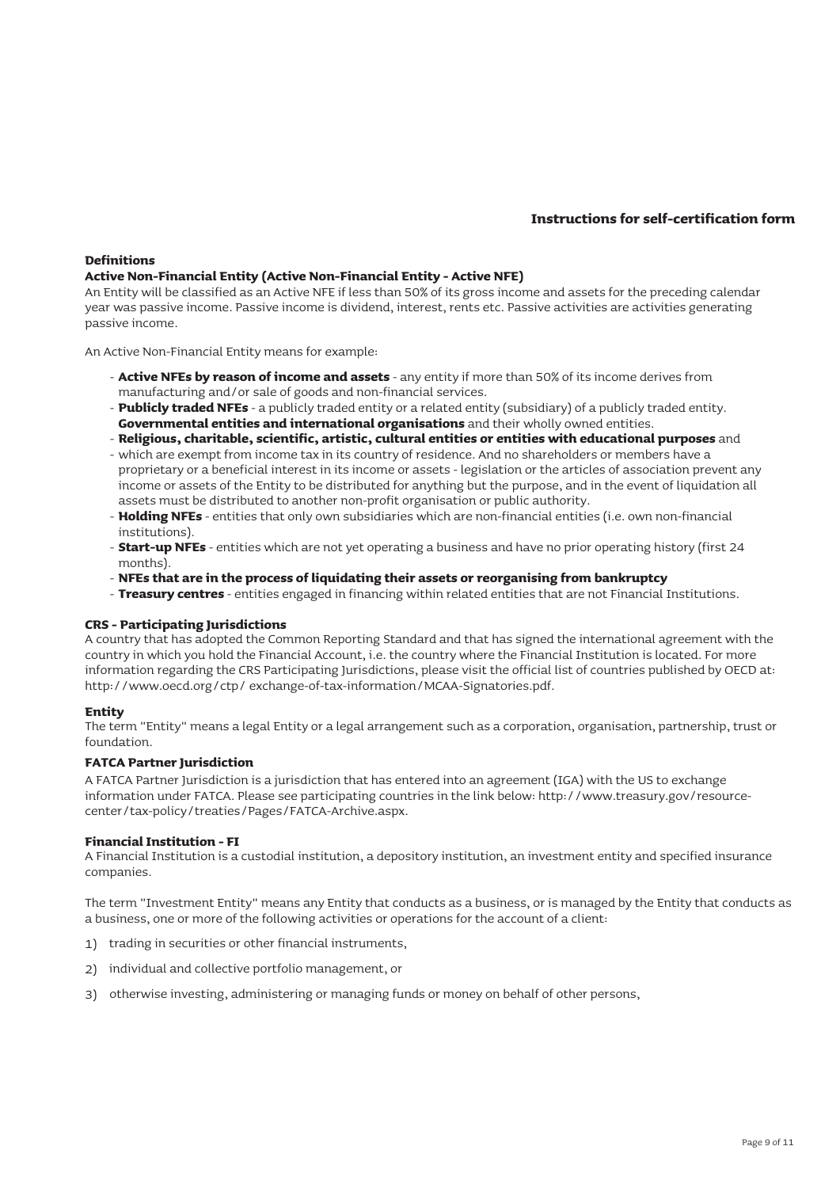## Instructions for self-certification form

### Definitions

**Active Non-Financial Entity (Active Non-Financial Entity - Active NFE)**

An Entity will be classified as an Active NFE if less than 50% of its gross income and assets for the preceding calendar year was passive income. Passive income is dividend, interest, rents etc. Passive activities are activities generating passive income.

An Active Non-Financial Entity means for example:

- **Active NFEs by reason of income and assets** - any entity if more than 50% of its income derives from manufacturing and/or sale of goods and non-financial services.
- **Publicly traded NFEs** - a publicly traded entity or a related entity (subsidiary) of a publicly traded entity. **Governmental entities and international organisations** and their wholly owned entities.
- **Religious, charitable, scientific, artistic, cultural entities or entities with educational purposes** and
- which are exempt from income tax in its country of residence. And no shareholders or members have a proprietary or a beneficial interest in its income or assets - legislation or the articles of association prevent any income or assets of the Entity to be distributed for anything but the purpose, and in the event of liquidation all assets must be distributed to another non-profit organisation or public authority.
- **Holding NFEs** - entities that only own subsidiaries which are non-financial entities (i.e. own non-financial institutions).
- **Start-up NFEs** - entities which are not yet operating a business and have no prior operating history (first 24 months).
- **NFEs that are in the process of liquidating their assets or reorganising from bankruptcy**
- **Treasury centres** - entities engaged in financing within related entities that are not Financial Institutions.

**CRS - Participating Jurisdictions**

A country that has adopted the Common Reporting Standard and that has signed the international agreement with the country in which you hold the Financial Account, i.e. the country where the Financial Institution is located. For more information regarding the CRS Participating Jurisdictions, please visit the official list of countries published by OECD at: http://www.oecd.org/ctp/ exchange-of-tax-information/MCAA-Signatories.pdf.

**Entity**

The term "Entity" means a legal Entity or a legal arrangement such as a corporation, organisation, partnership, trust or foundation.

**FATCA Partner Jurisdiction**

A FATCA Partner Jurisdiction is a jurisdiction that has entered into an agreement (IGA) with the US to exchange information under FATCA. Please see participating countries in the link below: http://www.treasury.gov/resource-center/tax-policy/treaties/Pages/FATCA-Archive.aspx.

**Financial Institution - FI**

A Financial Institution is a custodial institution, a depository institution, an investment entity and specified insurance companies.

The term "Investment Entity" means any Entity that conducts as a business, or is managed by the Entity that conducts as a business, one or more of the following activities or operations for the account of a client:

1) trading in securities or other financial instruments,
2) individual and collective portfolio management, or
3) otherwise investing, administering or managing funds or money on behalf of other persons,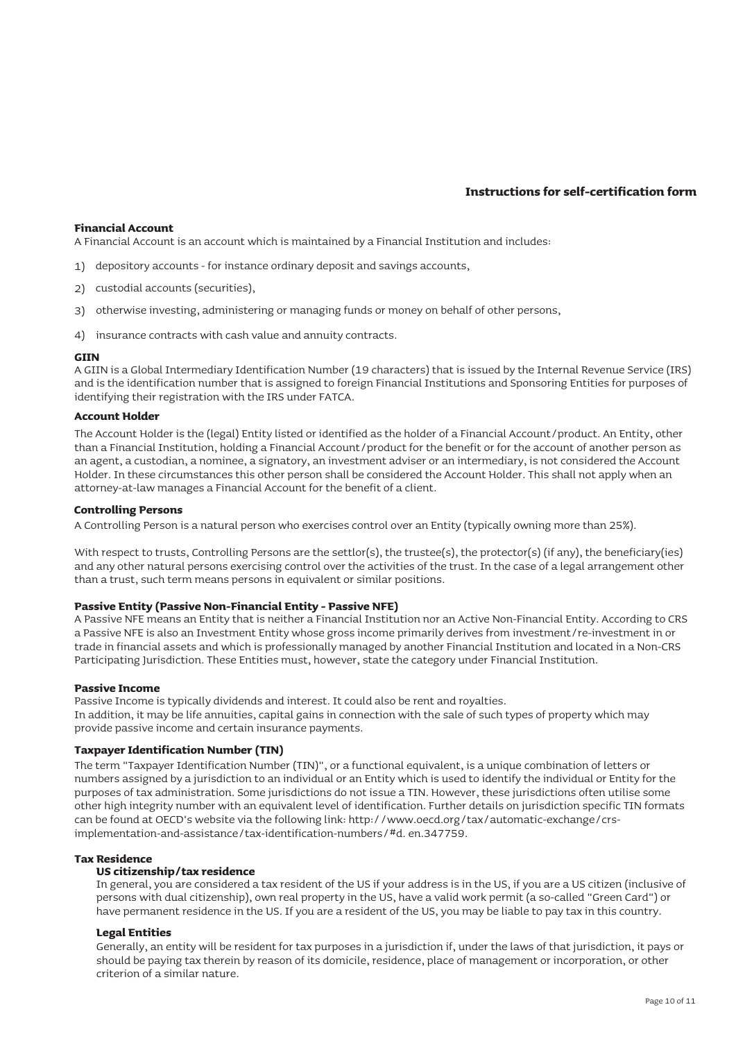# Instructions for self-certification form

### Financial Account

A Financial Account is an account which is maintained by a Financial Institution and includes:

1) depository accounts - for instance ordinary deposit and savings accounts,
2) custodial accounts (securities),
3) otherwise investing, administering or managing funds or money on behalf of other persons,
4) insurance contracts with cash value and annuity contracts.

### GIIN

A GIIN is a Global Intermediary Identification Number (19 characters) that is issued by the Internal Revenue Service (IRS) and is the identification number that is assigned to foreign Financial Institutions and Sponsoring Entities for purposes of identifying their registration with the IRS under FATCA.

### Account Holder

The Account Holder is the (legal) Entity listed or identified as the holder of a Financial Account/product. An Entity, other than a Financial Institution, holding a Financial Account/product for the benefit or for the account of another person as an agent, a custodian, a nominee, a signatory, an investment adviser or an intermediary, is not considered the Account Holder. In these circumstances this other person shall be considered the Account Holder. This shall not apply when an attorney-at-law manages a Financial Account for the benefit of a client.

### Controlling Persons

A Controlling Person is a natural person who exercises control over an Entity (typically owning more than 25%).

With respect to trusts, Controlling Persons are the settlor(s), the trustee(s), the protector(s) (if any), the beneficiary(ies) and any other natural persons exercising control over the activities of the trust. In the case of a legal arrangement other than a trust, such term means persons in equivalent or similar positions.

### Passive Entity (Passive Non-Financial Entity - Passive NFE)

A Passive NFE means an Entity that is neither a Financial Institution nor an Active Non-Financial Entity. According to CRS a Passive NFE is also an Investment Entity whose gross income primarily derives from investment/re-investment in or trade in financial assets and which is professionally managed by another Financial Institution and located in a Non-CRS Participating Jurisdiction. These Entities must, however, state the category under Financial Institution.

### Passive Income

Passive Income is typically dividends and interest. It could also be rent and royalties.
In addition, it may be life annuities, capital gains in connection with the sale of such types of property which may provide passive income and certain insurance payments.

### Taxpayer Identification Number (TIN)

The term "Taxpayer Identification Number (TIN)", or a functional equivalent, is a unique combination of letters or numbers assigned by a jurisdiction to an individual or an Entity which is used to identify the individual or Entity for the purposes of tax administration. Some jurisdictions do not issue a TIN. However, these jurisdictions often utilise some other high integrity number with an equivalent level of identification. Further details on jurisdiction specific TIN formats can be found at OECD's website via the following link: http://www.oecd.org/tax/automatic-exchange/crs-implementation-and-assistance/tax-identification-numbers/#d. en.347759.

### Tax Residence

#### US citizenship/tax residence

In general, you are considered a tax resident of the US if your address is in the US, if you are a US citizen (inclusive of persons with dual citizenship), own real property in the US, have a valid work permit (a so-called "Green Card") or have permanent residence in the US. If you are a resident of the US, you may be liable to pay tax in this country.

#### Legal Entities

Generally, an entity will be resident for tax purposes in a jurisdiction if, under the laws of that jurisdiction, it pays or should be paying tax therein by reason of its domicile, residence, place of management or incorporation, or other criterion of a similar nature.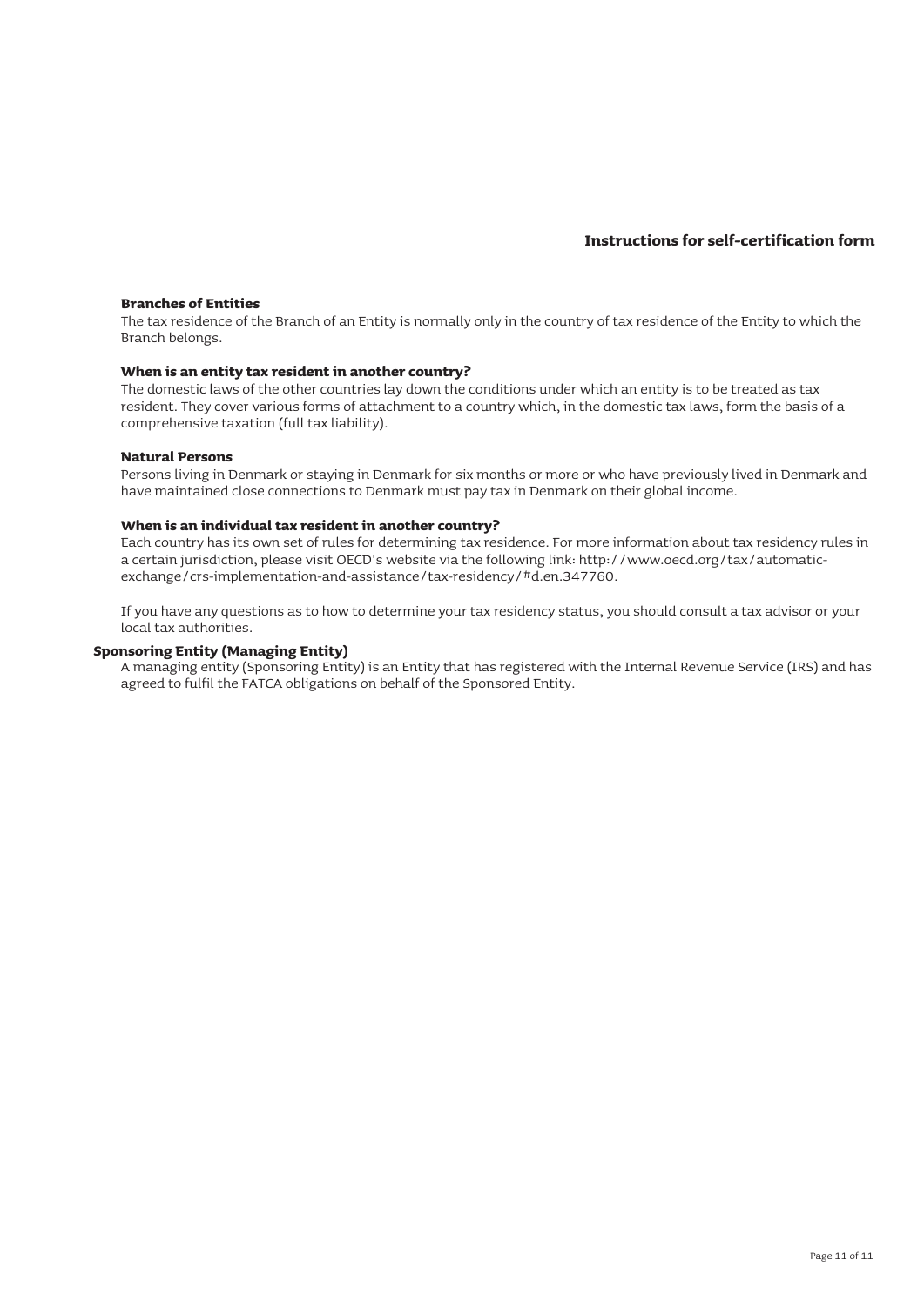## Instructions for self-certification form

### Branches of Entities

The tax residence of the Branch of an Entity is normally only in the country of tax residence of the Entity to which the Branch belongs.

### When is an entity tax resident in another country?

The domestic laws of the other countries lay down the conditions under which an entity is to be treated as tax resident. They cover various forms of attachment to a country which, in the domestic tax laws, form the basis of a comprehensive taxation (full tax liability).

### Natural Persons

Persons living in Denmark or staying in Denmark for six months or more or who have previously lived in Denmark and have maintained close connections to Denmark must pay tax in Denmark on their global income.

### When is an individual tax resident in another country?

Each country has its own set of rules for determining tax residence. For more information about tax residency rules in a certain jurisdiction, please visit OECD's website via the following link: http://www.oecd.org/tax/automatic-exchange/crs-implementation-and-assistance/tax-residency/#d.en.347760.

If you have any questions as to how to determine your tax residency status, you should consult a tax advisor or your local tax authorities.

### Sponsoring Entity (Managing Entity)

A managing entity (Sponsoring Entity) is an Entity that has registered with the Internal Revenue Service (IRS) and has agreed to fulfil the FATCA obligations on behalf of the Sponsored Entity.